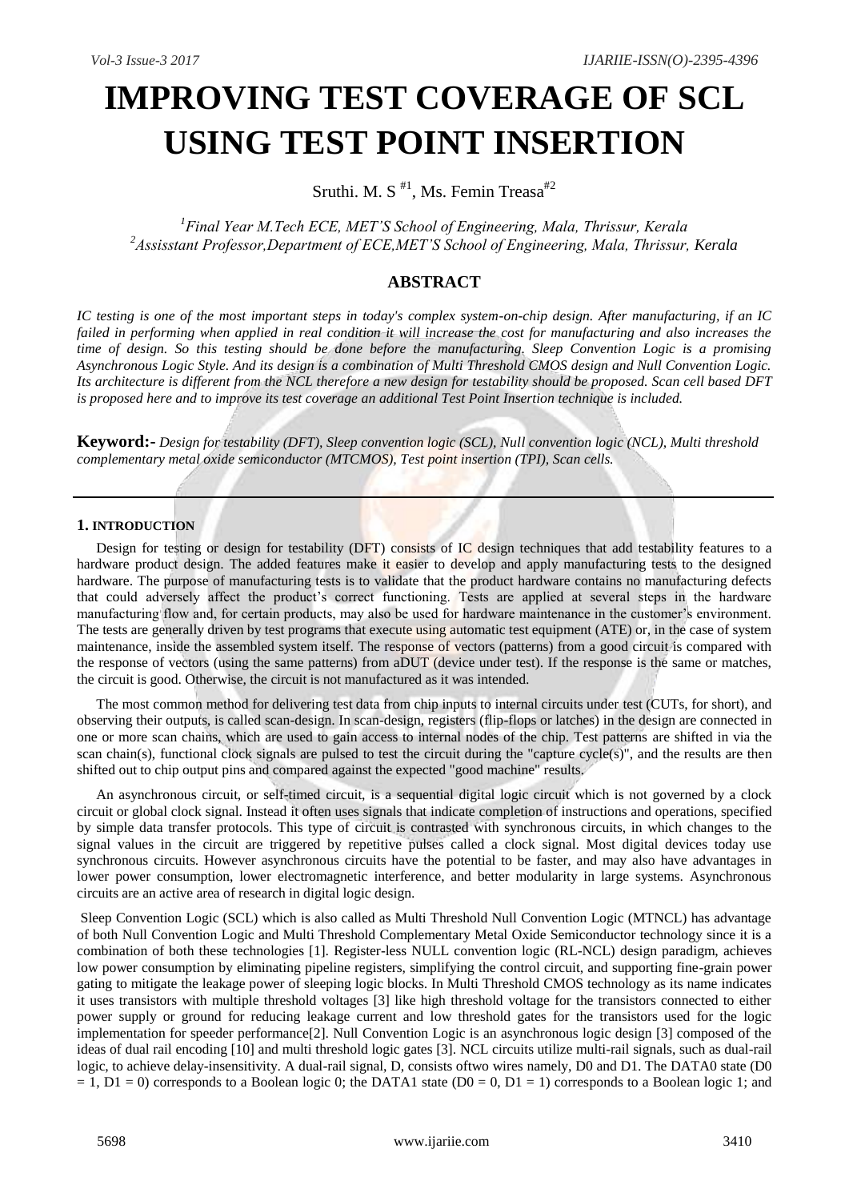# IMPROVING TEST COVERAGE OF SCL USING TEST POINT INSERTION

Sruthi. M. S [#1], Ms. Femin Treasa[#2]

[1]*Final Year M.Tech ECE, MET'S School of Engineering, Mala, Thrissur, Kerala*
[2]*Assisstant Professor,Department of ECE,MET'S School of Engineering, Mala, Thrissur, Kerala*

## ABSTRACT

*IC testing is one of the most important steps in today's complex system-on-chip design. After manufacturing, if an IC failed in performing when applied in real condition it will increase the cost for manufacturing and also increases the time of design. So this testing should be done before the manufacturing. Sleep Convention Logic is a promising Asynchronous Logic Style. And its design is a combination of Multi Threshold CMOS design and Null Convention Logic. Its architecture is different from the NCL therefore a new design for testability should be proposed. Scan cell based DFT is proposed here and to improve its test coverage an additional Test Point Insertion technique is included.*

**Keyword:-** *Design for testability (DFT), Sleep convention logic (SCL), Null convention logic (NCL), Multi threshold complementary metal oxide semiconductor (MTCMOS), Test point insertion (TPI), Scan cells.*

---

## 1. INTRODUCTION

Design for testing or design for testability (DFT) consists of IC design techniques that add testability features to a hardware product design. The added features make it easier to develop and apply manufacturing tests to the designed hardware. The purpose of manufacturing tests is to validate that the product hardware contains no manufacturing defects that could adversely affect the product's correct functioning. Tests are applied at several steps in the hardware manufacturing flow and, for certain products, may also be used for hardware maintenance in the customer's environment. The tests are generally driven by test programs that execute using automatic test equipment (ATE) or, in the case of system maintenance, inside the assembled system itself. The response of vectors (patterns) from a good circuit is compared with the response of vectors (using the same patterns) from aDUT (device under test). If the response is the same or matches, the circuit is good. Otherwise, the circuit is not manufactured as it was intended.

The most common method for delivering test data from chip inputs to internal circuits under test (CUTs, for short), and observing their outputs, is called scan-design. In scan-design, registers (flip-flops or latches) in the design are connected in one or more scan chains, which are used to gain access to internal nodes of the chip. Test patterns are shifted in via the scan chain(s), functional clock signals are pulsed to test the circuit during the "capture cycle(s)", and the results are then shifted out to chip output pins and compared against the expected "good machine" results.

An asynchronous circuit, or self-timed circuit, is a sequential digital logic circuit which is not governed by a clock circuit or global clock signal. Instead it often uses signals that indicate completion of instructions and operations, specified by simple data transfer protocols. This type of circuit is contrasted with synchronous circuits, in which changes to the signal values in the circuit are triggered by repetitive pulses called a clock signal. Most digital devices today use synchronous circuits. However asynchronous circuits have the potential to be faster, and may also have advantages in lower power consumption, lower electromagnetic interference, and better modularity in large systems. Asynchronous circuits are an active area of research in digital logic design.

Sleep Convention Logic (SCL) which is also called as Multi Threshold Null Convention Logic (MTNCL) has advantage of both Null Convention Logic and Multi Threshold Complementary Metal Oxide Semiconductor technology since it is a combination of both these technologies [1]. Register-less NULL convention logic (RL-NCL) design paradigm, achieves low power consumption by eliminating pipeline registers, simplifying the control circuit, and supporting fine-grain power gating to mitigate the leakage power of sleeping logic blocks. In Multi Threshold CMOS technology as its name indicates it uses transistors with multiple threshold voltages [3] like high threshold voltage for the transistors connected to either power supply or ground for reducing leakage current and low threshold gates for the transistors used for the logic implementation for speeder performance[2]. Null Convention Logic is an asynchronous logic design [3] composed of the ideas of dual rail encoding [10] and multi threshold logic gates [3]. NCL circuits utilize multi-rail signals, such as dual-rail logic, to achieve delay-insensitivity. A dual-rail signal, D, consists oftwo wires namely, D0 and D1. The DATA0 state ($D0 = 1$, $D1 = 0$) corresponds to a Boolean logic 0; the DATA1 state ($D0 = 0$, $D1 = 1$) corresponds to a Boolean logic 1; and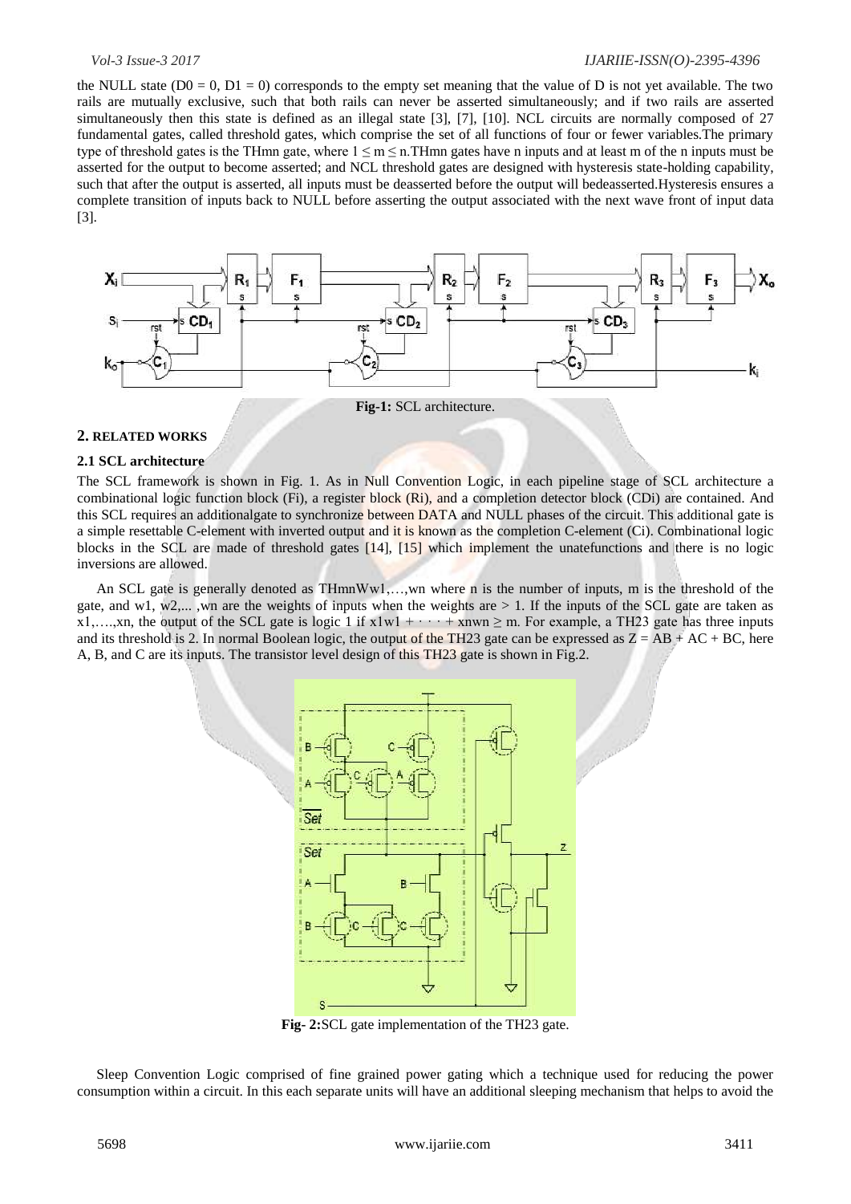the NULL state ($D0 = 0$, $D1 = 0$) corresponds to the empty set meaning that the value of D is not yet available. The two rails are mutually exclusive, such that both rails can never be asserted simultaneously; and if two rails are asserted simultaneously then this state is defined as an illegal state [3], [7], [10]. NCL circuits are normally composed of 27 fundamental gates, called threshold gates, which comprise the set of all functions of four or fewer variables.The primary type of threshold gates is the THmn gate, where $1 \leq m \leq n$.THmn gates have n inputs and at least m of the n inputs must be asserted for the output to become asserted; and NCL threshold gates are designed with hysteresis state-holding capability, such that after the output is asserted, all inputs must be deasserted before the output will bedeasserted.Hysteresis ensures a complete transition of inputs back to NULL before asserting the output associated with the next wave front of input data [3].

**Fig-1:** SCL architecture.

## 2. RELATED WORKS

### 2.1 SCL architecture

The SCL framework is shown in Fig. 1. As in Null Convention Logic, in each pipeline stage of SCL architecture a combinational logic function block (Fi), a register block (Ri), and a completion detector block (CDi) are contained. And this SCL requires an additionalgate to synchronize between DATA and NULL phases of the circuit. This additional gate is a simple resettable C-element with inverted output and it is known as the completion C-element (Ci). Combinational logic blocks in the SCL are made of threshold gates [14], [15] which implement the unatefunctions and there is no logic inversions are allowed.

An SCL gate is generally denoted as THmnWw1,…,wn where n is the number of inputs, m is the threshold of the gate, and w1, w2,... ,wn are the weights of inputs when the weights are > 1. If the inputs of the SCL gate are taken as x1,….,xn, the output of the SCL gate is logic 1 if $x1w1 + \cdots + xnwn \geq m$. For example, a TH23 gate has three inputs and its threshold is 2. In normal Boolean logic, the output of the TH23 gate can be expressed as $Z = AB + AC + BC$, here A, B, and C are its inputs. The transistor level design of this TH23 gate is shown in Fig.2.

**Fig- 2:**SCL gate implementation of the TH23 gate.

Sleep Convention Logic comprised of fine grained power gating which a technique used for reducing the power consumption within a circuit. In this each separate units will have an additional sleeping mechanism that helps to avoid the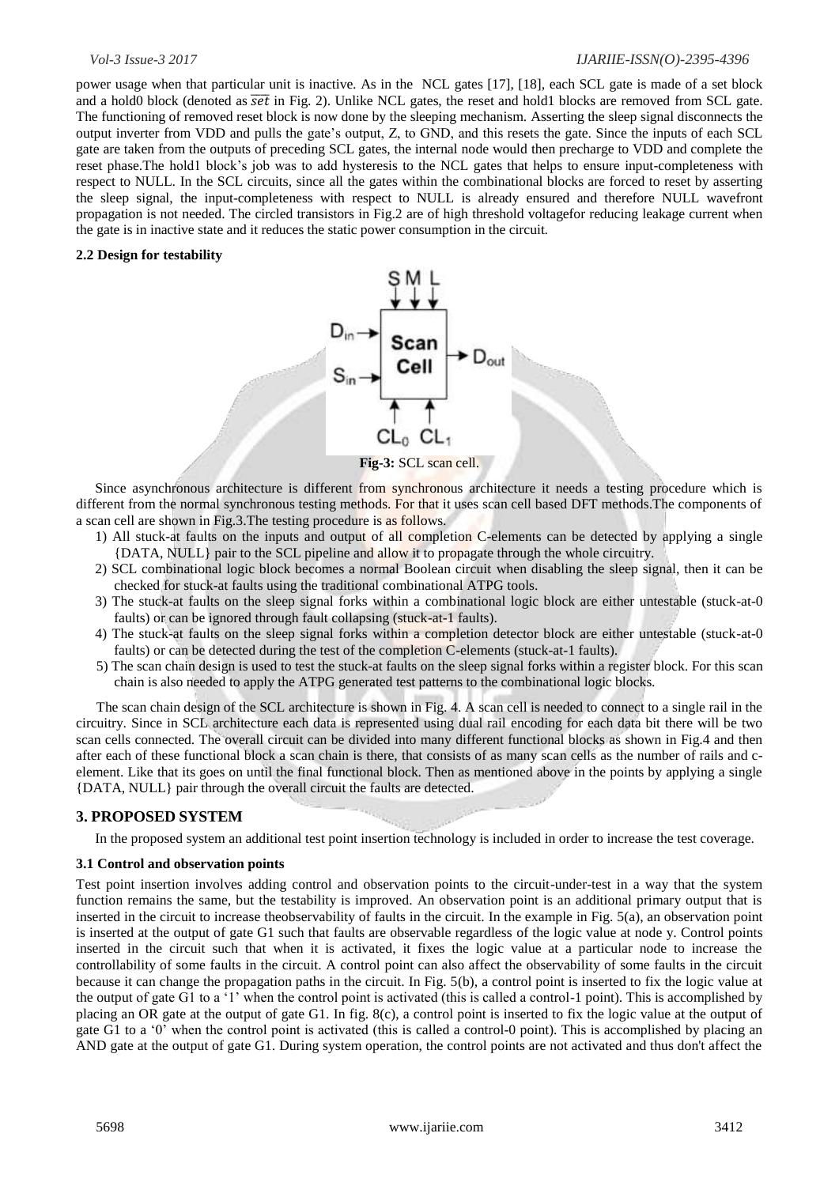power usage when that particular unit is inactive. As in the NCL gates [17], [18], each SCL gate is made of a set block and a hold0 block (denoted as $\overline{set}$ in Fig. 2). Unlike NCL gates, the reset and hold1 blocks are removed from SCL gate. The functioning of removed reset block is now done by the sleeping mechanism. Asserting the sleep signal disconnects the output inverter from VDD and pulls the gate's output, Z, to GND, and this resets the gate. Since the inputs of each SCL gate are taken from the outputs of preceding SCL gates, the internal node would then precharge to VDD and complete the reset phase.The hold1 block's job was to add hysteresis to the NCL gates that helps to ensure input-completeness with respect to NULL. In the SCL circuits, since all the gates within the combinational blocks are forced to reset by asserting the sleep signal, the input-completeness with respect to NULL is already ensured and therefore NULL wavefront propagation is not needed. The circled transistors in Fig.2 are of high threshold voltagefor reducing leakage current when the gate is in inactive state and it reduces the static power consumption in the circuit.

### 2.2 Design for testability

**Fig-3:** SCL scan cell.

Since asynchronous architecture is different from synchronous architecture it needs a testing procedure which is different from the normal synchronous testing methods. For that it uses scan cell based DFT methods.The components of a scan cell are shown in Fig.3.The testing procedure is as follows.

1) All stuck-at faults on the inputs and output of all completion C-elements can be detected by applying a single {DATA, NULL} pair to the SCL pipeline and allow it to propagate through the whole circuitry.
2) SCL combinational logic block becomes a normal Boolean circuit when disabling the sleep signal, then it can be checked for stuck-at faults using the traditional combinational ATPG tools.
3) The stuck-at faults on the sleep signal forks within a combinational logic block are either untestable (stuck-at-0 faults) or can be ignored through fault collapsing (stuck-at-1 faults).
4) The stuck-at faults on the sleep signal forks within a completion detector block are either untestable (stuck-at-0 faults) or can be detected during the test of the completion C-elements (stuck-at-1 faults).
5) The scan chain design is used to test the stuck-at faults on the sleep signal forks within a register block. For this scan chain is also needed to apply the ATPG generated test patterns to the combinational logic blocks.

The scan chain design of the SCL architecture is shown in Fig. 4. A scan cell is needed to connect to a single rail in the circuitry. Since in SCL architecture each data is represented using dual rail encoding for each data bit there will be two scan cells connected. The overall circuit can be divided into many different functional blocks as shown in Fig.4 and then after each of these functional block a scan chain is there, that consists of as many scan cells as the number of rails and c-element. Like that its goes on until the final functional block. Then as mentioned above in the points by applying a single {DATA, NULL} pair through the overall circuit the faults are detected.

## 3. PROPOSED SYSTEM

In the proposed system an additional test point insertion technology is included in order to increase the test coverage.

### 3.1 Control and observation points

Test point insertion involves adding control and observation points to the circuit-under-test in a way that the system function remains the same, but the testability is improved. An observation point is an additional primary output that is inserted in the circuit to increase theobservability of faults in the circuit. In the example in Fig. 5(a), an observation point is inserted at the output of gate G1 such that faults are observable regardless of the logic value at node y. Control points inserted in the circuit such that when it is activated, it fixes the logic value at a particular node to increase the controllability of some faults in the circuit. A control point can also affect the observability of some faults in the circuit because it can change the propagation paths in the circuit. In Fig. 5(b), a control point is inserted to fix the logic value at the output of gate G1 to a '1' when the control point is activated (this is called a control-1 point). This is accomplished by placing an OR gate at the output of gate G1. In fig. 8(c), a control point is inserted to fix the logic value at the output of gate G1 to a '0' when the control point is activated (this is called a control-0 point). This is accomplished by placing an AND gate at the output of gate G1. During system operation, the control points are not activated and thus don't affect the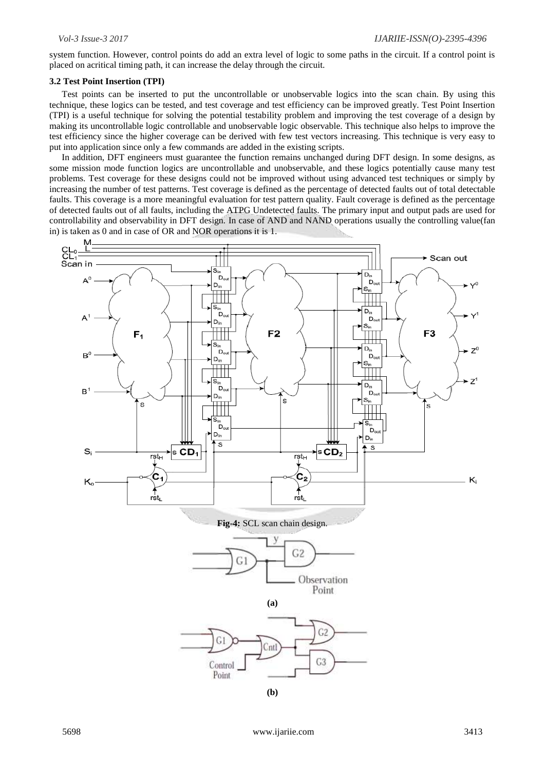system function. However, control points do add an extra level of logic to some paths in the circuit. If a control point is placed on acritical timing path, it can increase the delay through the circuit.

### 3.2 Test Point Insertion (TPI)

Test points can be inserted to put the uncontrollable or unobservable logics into the scan chain. By using this technique, these logics can be tested, and test coverage and test efficiency can be improved greatly. Test Point Insertion (TPI) is a useful technique for solving the potential testability problem and improving the test coverage of a design by making its uncontrollable logic controllable and unobservable logic observable. This technique also helps to improve the test efficiency since the higher coverage can be derived with few test vectors increasing. This technique is very easy to put into application since only a few commands are added in the existing scripts.

In addition, DFT engineers must guarantee the function remains unchanged during DFT design. In some designs, as some mission mode function logics are uncontrollable and unobservable, and these logics potentially cause many test problems. Test coverage for these designs could not be improved without using advanced test techniques or simply by increasing the number of test patterns. Test coverage is defined as the percentage of detected faults out of total detectable faults. This coverage is a more meaningful evaluation for test pattern quality. Fault coverage is defined as the percentage of detected faults out of all faults, including the ATPG Undetected faults. The primary input and output pads are used for controllability and observability in DFT design. In case of AND and NAND operations usually the controlling value(fan in) is taken as 0 and in case of OR and NOR operations it is 1.

**Fig-4:** SCL scan chain design.

**(a)**

**(b)**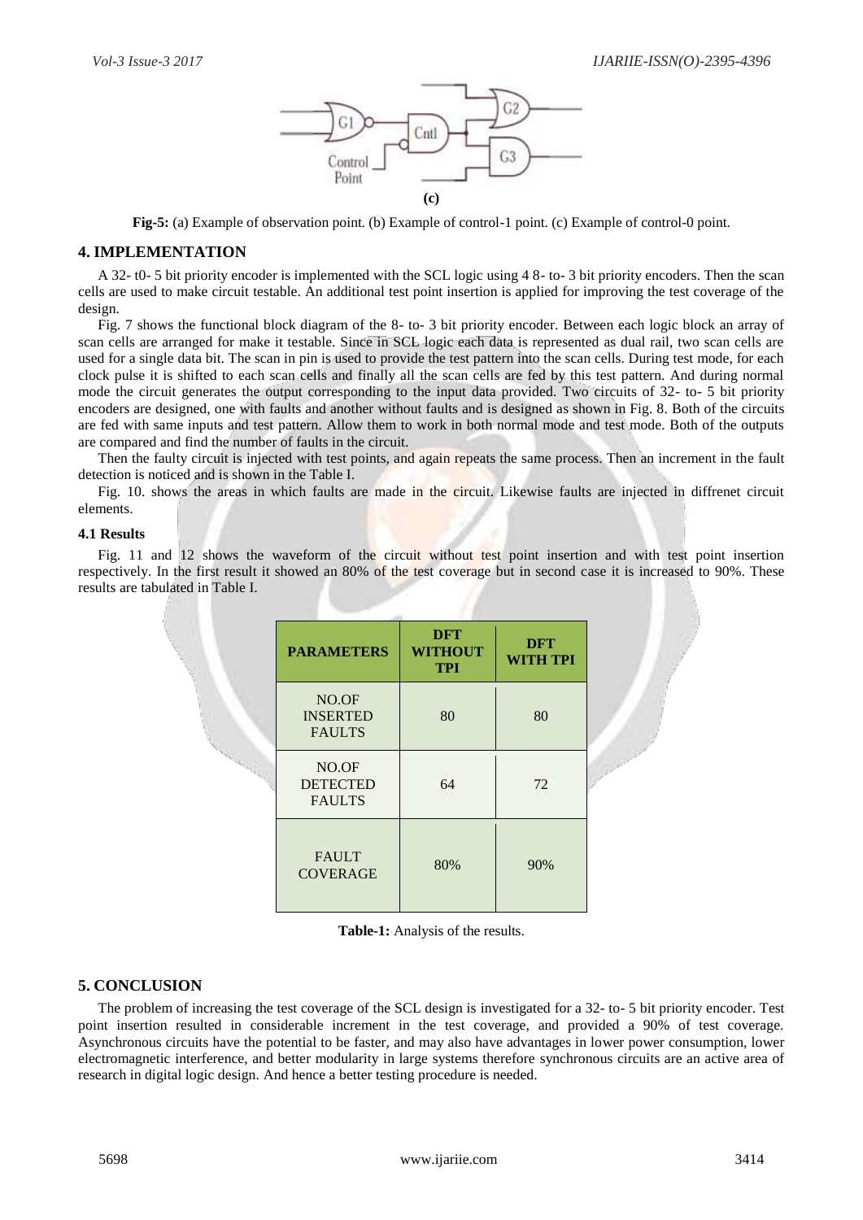**(c)**

**Fig-5:** (a) Example of observation point. (b) Example of control-1 point. (c) Example of control-0 point.

## 4. IMPLEMENTATION

A 32- t0- 5 bit priority encoder is implemented with the SCL logic using 4 8- to- 3 bit priority encoders. Then the scan cells are used to make circuit testable. An additional test point insertion is applied for improving the test coverage of the design.

Fig. 7 shows the functional block diagram of the 8- to- 3 bit priority encoder. Between each logic block an array of scan cells are arranged for make it testable. Since in SCL logic each data is represented as dual rail, two scan cells are used for a single data bit. The scan in pin is used to provide the test pattern into the scan cells. During test mode, for each clock pulse it is shifted to each scan cells and finally all the scan cells are fed by this test pattern. And during normal mode the circuit generates the output corresponding to the input data provided. Two circuits of 32- to- 5 bit priority encoders are designed, one with faults and another without faults and is designed as shown in Fig. 8. Both of the circuits are fed with same inputs and test pattern. Allow them to work in both normal mode and test mode. Both of the outputs are compared and find the number of faults in the circuit.

Then the faulty circuit is injected with test points, and again repeats the same process. Then an increment in the fault detection is noticed and is shown in the Table I.

Fig. 10. shows the areas in which faults are made in the circuit. Likewise faults are injected in diffrenet circuit elements.

### 4.1 Results

Fig. 11 and 12 shows the waveform of the circuit without test point insertion and with test point insertion respectively. In the first result it showed an 80% of the test coverage but in second case it is increased to 90%. These results are tabulated in Table I.

| PARAMETERS | DFT WITHOUT TPI | DFT WITH TPI |
|---|---|---|
| NO.OF INSERTED FAULTS | 80 | 80 |
| NO.OF DETECTED FAULTS | 64 | 72 |
| FAULT COVERAGE | 80% | 90% |

**Table-1:** Analysis of the results.

## 5. CONCLUSION

The problem of increasing the test coverage of the SCL design is investigated for a 32- to- 5 bit priority encoder. Test point insertion resulted in considerable increment in the test coverage, and provided a 90% of test coverage. Asynchronous circuits have the potential to be faster, and may also have advantages in lower power consumption, lower electromagnetic interference, and better modularity in large systems therefore synchronous circuits are an active area of research in digital logic design. And hence a better testing procedure is needed.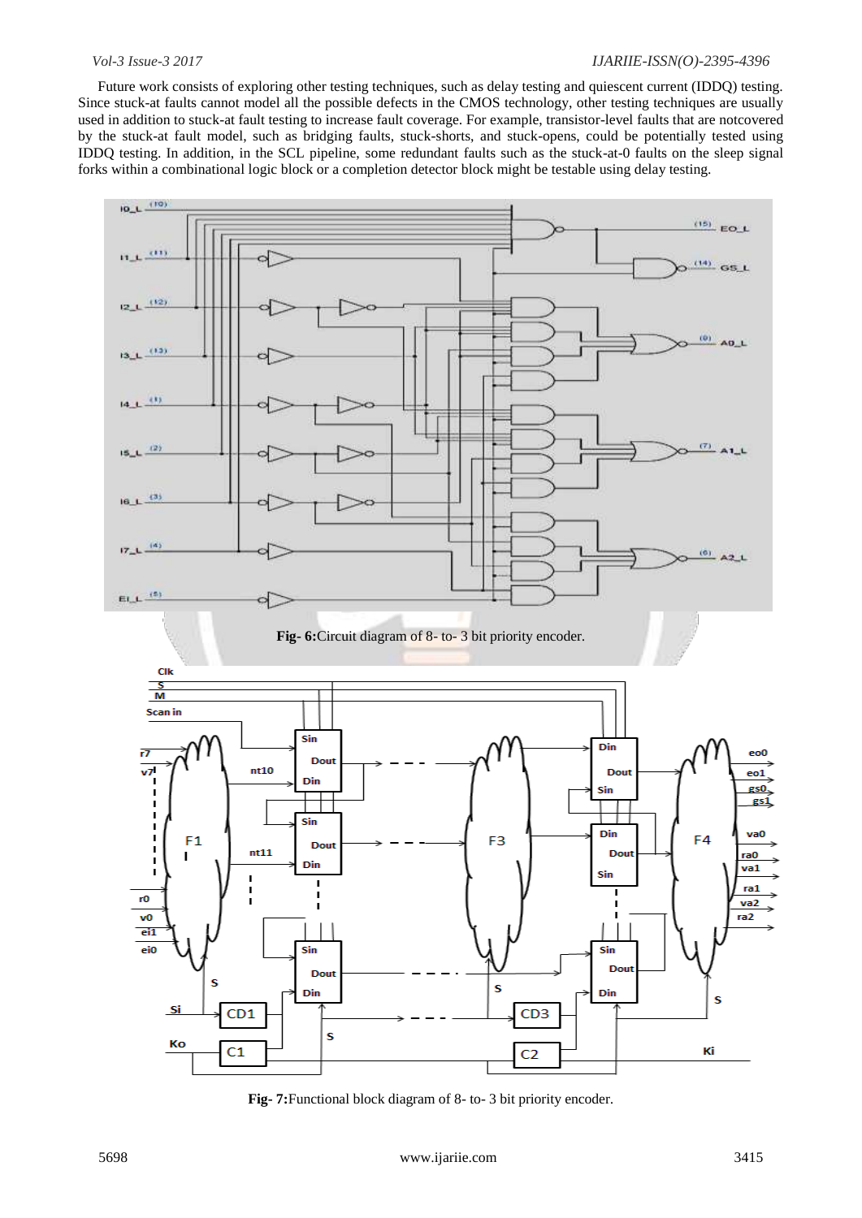Future work consists of exploring other testing techniques, such as delay testing and quiescent current (IDDQ) testing. Since stuck-at faults cannot model all the possible defects in the CMOS technology, other testing techniques are usually used in addition to stuck-at fault testing to increase fault coverage. For example, transistor-level faults that are notcovered by the stuck-at fault model, such as bridging faults, stuck-shorts, and stuck-opens, could be potentially tested using IDDQ testing. In addition, in the SCL pipeline, some redundant faults such as the stuck-at-0 faults on the sleep signal forks within a combinational logic block or a completion detector block might be testable using delay testing.

**Fig- 6:**Circuit diagram of 8- to- 3 bit priority encoder.

**Fig- 7:**Functional block diagram of 8- to- 3 bit priority encoder.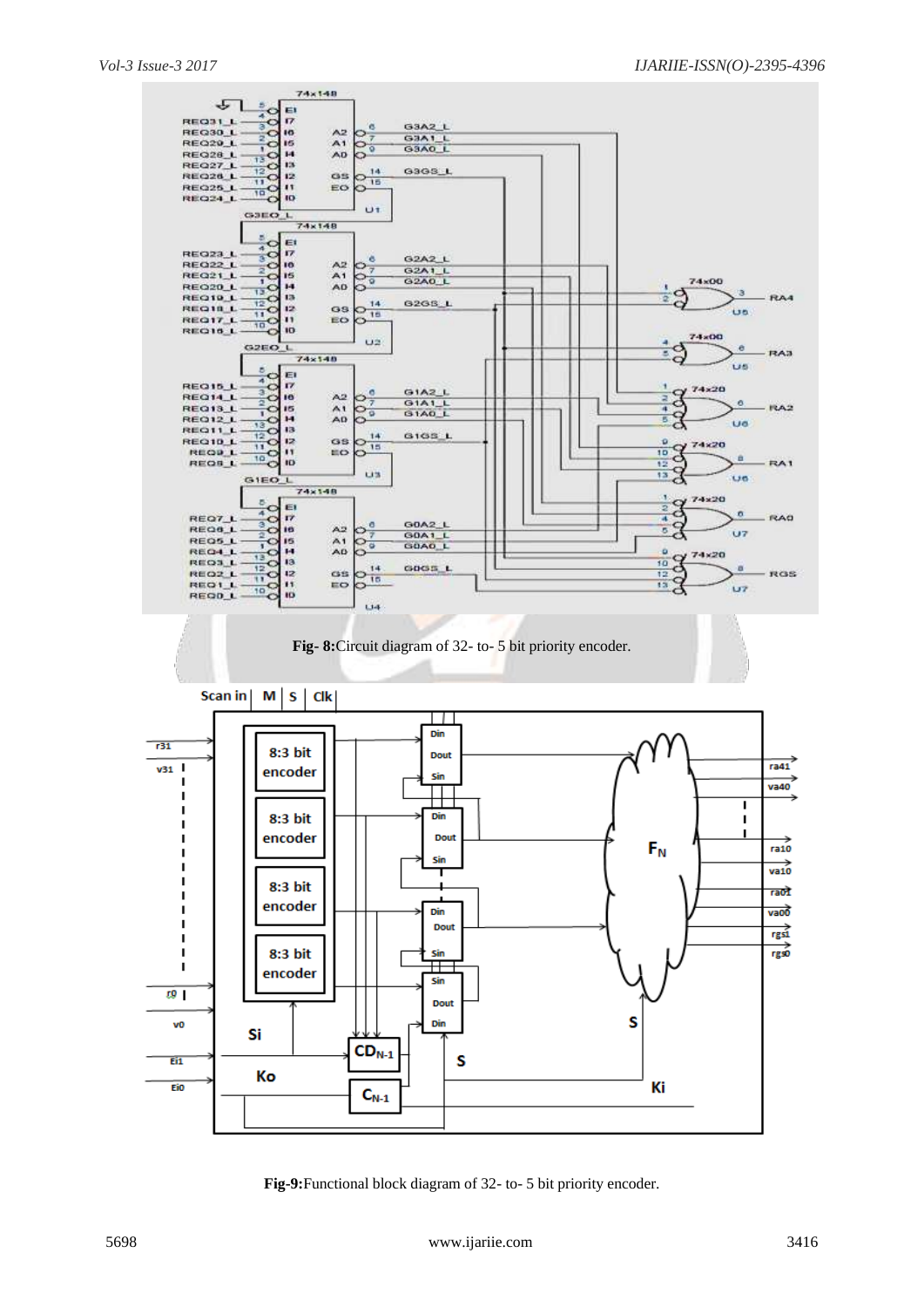**Fig- 8:** Circuit diagram of 32- to- 5 bit priority encoder.

**Fig-9:** Functional block diagram of 32- to- 5 bit priority encoder.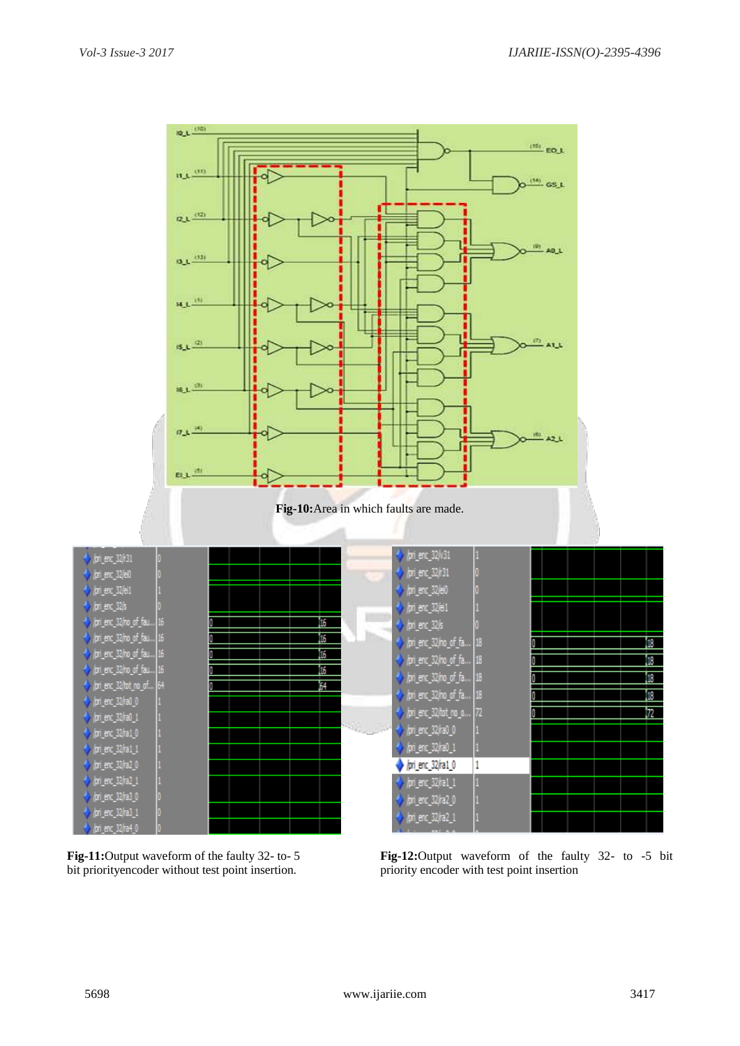**Fig-10:** Area in which faults are made.

**Fig-11:** Output waveform of the faulty 32- to- 5 bit priorityencoder without test point insertion.

**Fig-12:** Output waveform of the faulty 32- to -5 bit priority encoder with test point insertion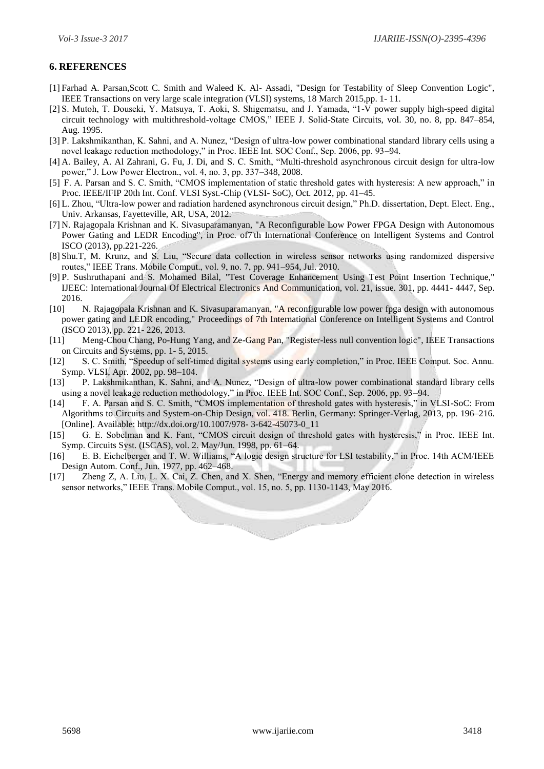## 6. REFERENCES

[1] Farhad A. Parsan,Scott C. Smith and Waleed K. Al- Assadi, "Design for Testability of Sleep Convention Logic", IEEE Transactions on very large scale integration (VLSI) systems, 18 March 2015,pp. 1- 11.

[2] S. Mutoh, T. Douseki, Y. Matsuya, T. Aoki, S. Shigematsu, and J. Yamada, "1-V power supply high-speed digital circuit technology with multithreshold-voltage CMOS," IEEE J. Solid-State Circuits, vol. 30, no. 8, pp. 847–854, Aug. 1995.

[3] P. Lakshmikanthan, K. Sahni, and A. Nunez, "Design of ultra-low power combinational standard library cells using a novel leakage reduction methodology," in Proc. IEEE Int. SOC Conf., Sep. 2006, pp. 93–94.

[4] A. Bailey, A. Al Zahrani, G. Fu, J. Di, and S. C. Smith, "Multi-threshold asynchronous circuit design for ultra-low power," J. Low Power Electron., vol. 4, no. 3, pp. 337–348, 2008.

[5] F. A. Parsan and S. C. Smith, "CMOS implementation of static threshold gates with hysteresis: A new approach," in Proc. IEEE/IFIP 20th Int. Conf. VLSI Syst.-Chip (VLSI- SoC), Oct. 2012, pp. 41–45.

[6] L. Zhou, "Ultra-low power and radiation hardened asynchronous circuit design," Ph.D. dissertation, Dept. Elect. Eng., Univ. Arkansas, Fayetteville, AR, USA, 2012.

[7] N. Rajagopala Krishnan and K. Sivasuparamanyan, "A Reconfigurable Low Power FPGA Design with Autonomous Power Gating and LEDR Encoding", in Proc. of7'th International Conference on Intelligent Systems and Control ISCO (2013), pp.221-226.

[8] Shu.T, M. Krunz, and S. Liu, "Secure data collection in wireless sensor networks using randomized dispersive routes," IEEE Trans. Mobile Comput., vol. 9, no. 7, pp. 941–954, Jul. 2010.

[9] P. Sushruthapani and S. Mohamed Bilal, "Test Coverage Enhancement Using Test Point Insertion Technique," IJEEC: International Journal Of Electrical Electronics And Communication, vol. 21, issue. 301, pp. 4441- 4447, Sep. 2016.

[10] N. Rajagopala Krishnan and K. Sivasuparamanyan, "A reconfigurable low power fpga design with autonomous power gating and LEDR encoding," Proceedings of 7th International Conference on Intelligent Systems and Control (ISCO 2013), pp. 221- 226, 2013.

[11] Meng-Chou Chang, Po-Hung Yang, and Ze-Gang Pan, "Register-less null convention logic", IEEE Transactions on Circuits and Systems, pp. 1- 5, 2015.

[12] S. C. Smith, "Speedup of self-timed digital systems using early completion," in Proc. IEEE Comput. Soc. Annu. Symp. VLSI, Apr. 2002, pp. 98–104.

[13] P. Lakshmikanthan, K. Sahni, and A. Nunez, "Design of ultra-low power combinational standard library cells using a novel leakage reduction methodology," in Proc. IEEE Int. SOC Conf., Sep. 2006, pp. 93–94.

[14] F. A. Parsan and S. C. Smith, "CMOS implementation of threshold gates with hysteresis," in VLSI-SoC: From Algorithms to Circuits and System-on-Chip Design, vol. 418. Berlin, Germany: Springer-Verlag, 2013, pp. 196–216. [Online]. Available: http://dx.doi.org/10.1007/978- 3-642-45073-0_11

[15] G. E. Sobelman and K. Fant, "CMOS circuit design of threshold gates with hysteresis," in Proc. IEEE Int. Symp. Circuits Syst. (ISCAS), vol. 2. May/Jun. 1998, pp. 61–64.

[16] E. B. Eichelberger and T. W. Williams, "A logic design structure for LSI testability," in Proc. 14th ACM/IEEE Design Autom. Conf., Jun. 1977, pp. 462–468.

[17] Zheng Z, A. Liu, L. X. Cai, Z. Chen, and X. Shen, "Energy and memory efficient clone detection in wireless sensor networks," IEEE Trans. Mobile Comput., vol. 15, no. 5, pp. 1130-1143, May 2016.